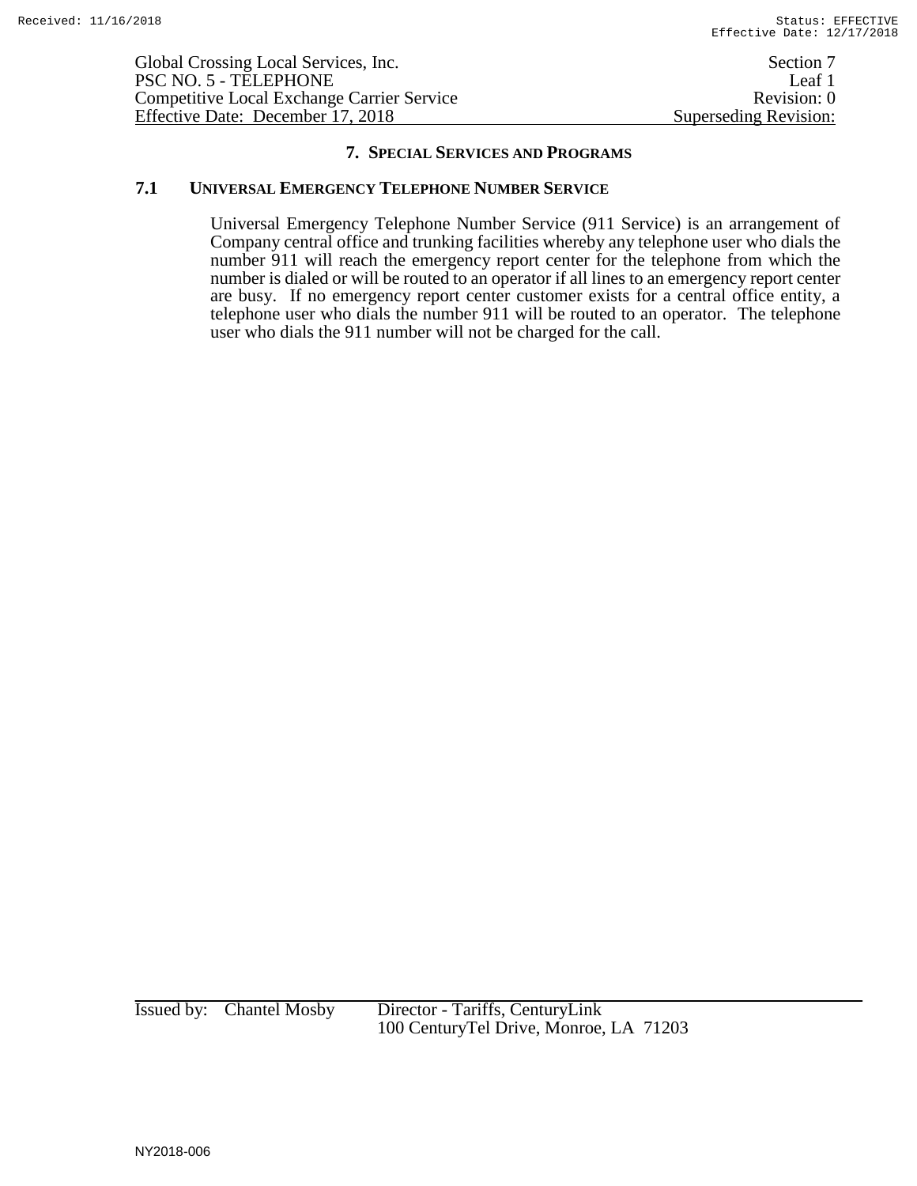Global Crossing Local Services, Inc. — Section 7
PSC NO. 5 - TELEPHONE — Leaf 1
Competitive Local Exchange Carrier Service — Revision: 0
Effective Date: December 17, 2018 — Superseding Revision:

## 7. SPECIAL SERVICES AND PROGRAMS

### 7.1 UNIVERSAL EMERGENCY TELEPHONE NUMBER SERVICE

Universal Emergency Telephone Number Service (911 Service) is an arrangement of Company central office and trunking facilities whereby any telephone user who dials the number 911 will reach the emergency report center for the telephone from which the number is dialed or will be routed to an operator if all lines to an emergency report center are busy. If no emergency report center customer exists for a central office entity, a telephone user who dials the number 911 will be routed to an operator. The telephone user who dials the 911 number will not be charged for the call.

Issued by: Chantel Mosby — Director - Tariffs, CenturyLink
100 CenturyTel Drive, Monroe, LA 71203

NY2018-006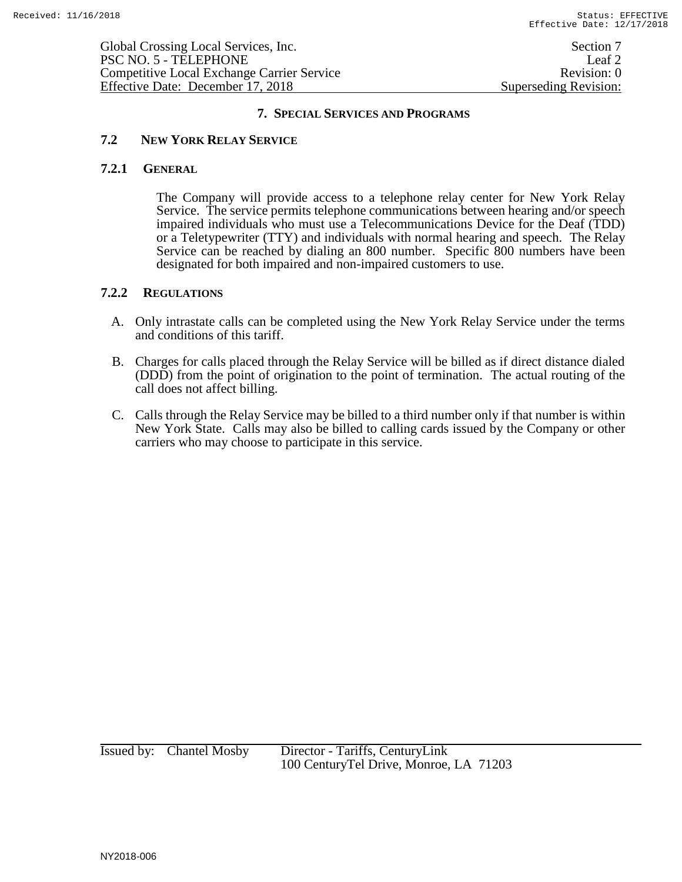## 7. SPECIAL SERVICES AND PROGRAMS

### 7.2 NEW YORK RELAY SERVICE

#### 7.2.1 GENERAL

The Company will provide access to a telephone relay center for New York Relay Service. The service permits telephone communications between hearing and/or speech impaired individuals who must use a Telecommunications Device for the Deaf (TDD) or a Teletypewriter (TTY) and individuals with normal hearing and speech. The Relay Service can be reached by dialing an 800 number. Specific 800 numbers have been designated for both impaired and non-impaired customers to use.

#### 7.2.2 REGULATIONS

A. Only intrastate calls can be completed using the New York Relay Service under the terms and conditions of this tariff.

B. Charges for calls placed through the Relay Service will be billed as if direct distance dialed (DDD) from the point of origination to the point of termination. The actual routing of the call does not affect billing.

C. Calls through the Relay Service may be billed to a third number only if that number is within New York State. Calls may also be billed to calling cards issued by the Company or other carriers who may choose to participate in this service.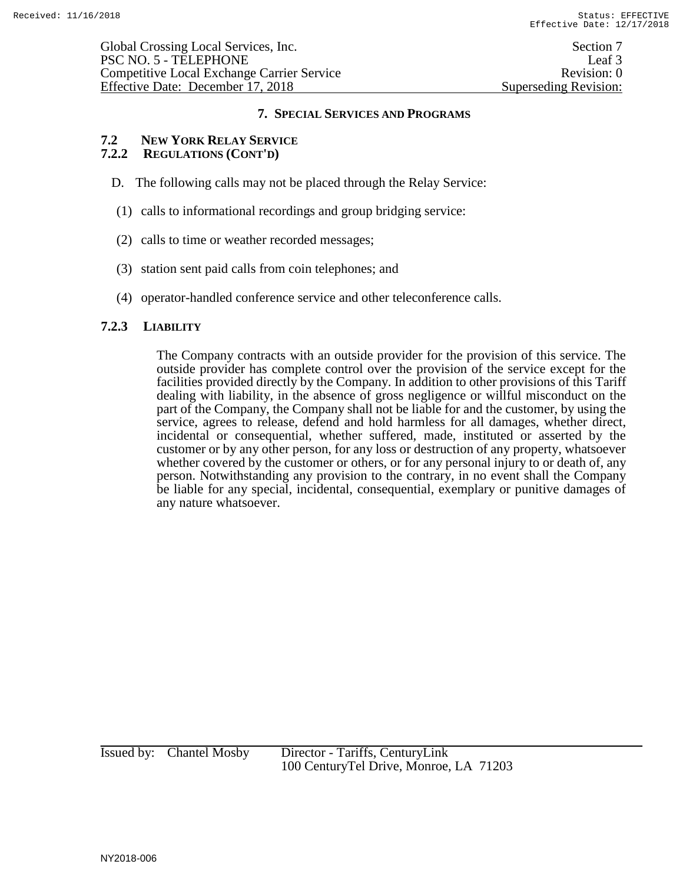## 7. SPECIAL SERVICES AND PROGRAMS

### 7.2 NEW YORK RELAY SERVICE

#### 7.2.2 REGULATIONS (CONT'D)

D. The following calls may not be placed through the Relay Service:

(1) calls to informational recordings and group bridging service:

(2) calls to time or weather recorded messages;

(3) station sent paid calls from coin telephones; and

(4) operator-handled conference service and other teleconference calls.

#### 7.2.3 LIABILITY

The Company contracts with an outside provider for the provision of this service. The outside provider has complete control over the provision of the service except for the facilities provided directly by the Company. In addition to other provisions of this Tariff dealing with liability, in the absence of gross negligence or willful misconduct on the part of the Company, the Company shall not be liable for and the customer, by using the service, agrees to release, defend and hold harmless for all damages, whether direct, incidental or consequential, whether suffered, made, instituted or asserted by the customer or by any other person, for any loss or destruction of any property, whatsoever whether covered by the customer or others, or for any personal injury to or death of, any person. Notwithstanding any provision to the contrary, in no event shall the Company be liable for any special, incidental, consequential, exemplary or punitive damages of any nature whatsoever.